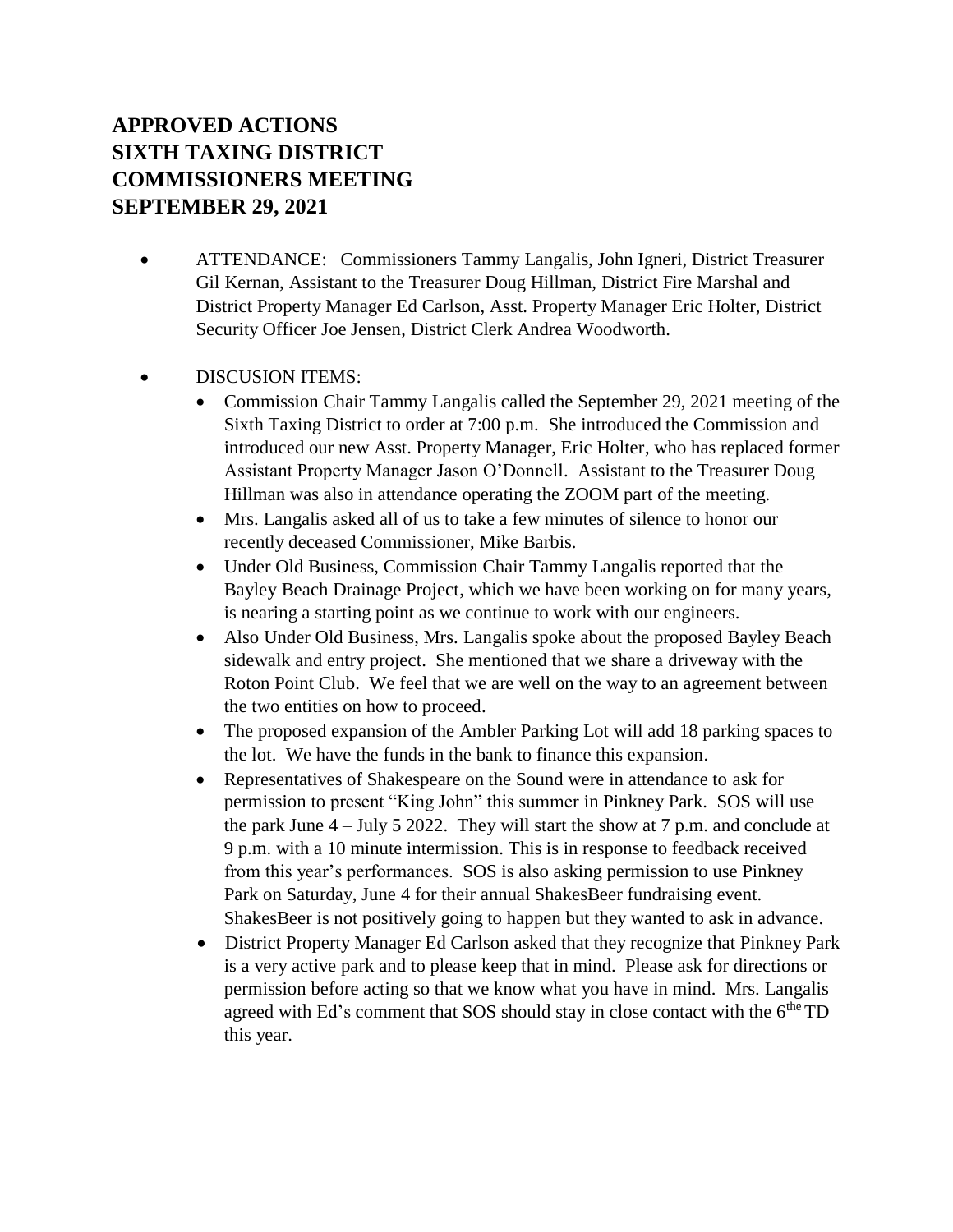# APPROVED ACTIONS
# SIXTH TAXING DISTRICT
# COMMISSIONERS MEETING
# SEPTEMBER 29, 2021

- ATTENDANCE: Commissioners Tammy Langalis, John Igneri, District Treasurer Gil Kernan, Assistant to the Treasurer Doug Hillman, District Fire Marshal and District Property Manager Ed Carlson, Asst. Property Manager Eric Holter, District Security Officer Joe Jensen, District Clerk Andrea Woodworth.

- DISCUSION ITEMS:
  - Commission Chair Tammy Langalis called the September 29, 2021 meeting of the Sixth Taxing District to order at 7:00 p.m. She introduced the Commission and introduced our new Asst. Property Manager, Eric Holter, who has replaced former Assistant Property Manager Jason O'Donnell. Assistant to the Treasurer Doug Hillman was also in attendance operating the ZOOM part of the meeting.
  - Mrs. Langalis asked all of us to take a few minutes of silence to honor our recently deceased Commissioner, Mike Barbis.
  - Under Old Business, Commission Chair Tammy Langalis reported that the Bayley Beach Drainage Project, which we have been working on for many years, is nearing a starting point as we continue to work with our engineers.
  - Also Under Old Business, Mrs. Langalis spoke about the proposed Bayley Beach sidewalk and entry project. She mentioned that we share a driveway with the Roton Point Club. We feel that we are well on the way to an agreement between the two entities on how to proceed.
  - The proposed expansion of the Ambler Parking Lot will add 18 parking spaces to the lot. We have the funds in the bank to finance this expansion.
  - Representatives of Shakespeare on the Sound were in attendance to ask for permission to present "King John" this summer in Pinkney Park. SOS will use the park June 4 – July 5 2022. They will start the show at 7 p.m. and conclude at 9 p.m. with a 10 minute intermission. This is in response to feedback received from this year's performances. SOS is also asking permission to use Pinkney Park on Saturday, June 4 for their annual ShakesBeer fundraising event. ShakesBeer is not positively going to happen but they wanted to ask in advance.
  - District Property Manager Ed Carlson asked that they recognize that Pinkney Park is a very active park and to please keep that in mind. Please ask for directions or permission before acting so that we know what you have in mind. Mrs. Langalis agreed with Ed's comment that SOS should stay in close contact with the 6the TD this year.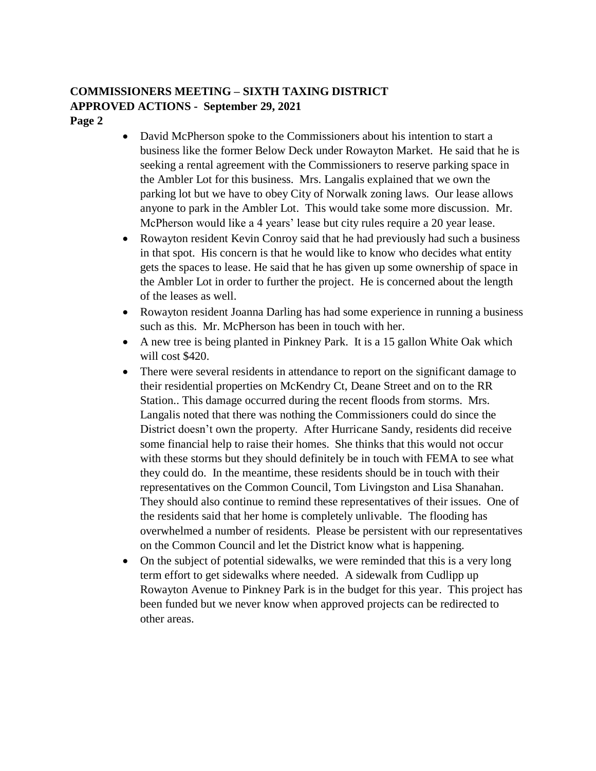**COMMISSIONERS MEETING – SIXTH TAXING DISTRICT**
**APPROVED ACTIONS - September 29, 2021**
**Page 2**

- David McPherson spoke to the Commissioners about his intention to start a business like the former Below Deck under Rowayton Market. He said that he is seeking a rental agreement with the Commissioners to reserve parking space in the Ambler Lot for this business. Mrs. Langalis explained that we own the parking lot but we have to obey City of Norwalk zoning laws. Our lease allows anyone to park in the Ambler Lot. This would take some more discussion. Mr. McPherson would like a 4 years' lease but city rules require a 20 year lease.
- Rowayton resident Kevin Conroy said that he had previously had such a business in that spot. His concern is that he would like to know who decides what entity gets the spaces to lease. He said that he has given up some ownership of space in the Ambler Lot in order to further the project. He is concerned about the length of the leases as well.
- Rowayton resident Joanna Darling has had some experience in running a business such as this. Mr. McPherson has been in touch with her.
- A new tree is being planted in Pinkney Park. It is a 15 gallon White Oak which will cost $420.
- There were several residents in attendance to report on the significant damage to their residential properties on McKendry Ct, Deane Street and on to the RR Station.. This damage occurred during the recent floods from storms. Mrs. Langalis noted that there was nothing the Commissioners could do since the District doesn't own the property. After Hurricane Sandy, residents did receive some financial help to raise their homes. She thinks that this would not occur with these storms but they should definitely be in touch with FEMA to see what they could do. In the meantime, these residents should be in touch with their representatives on the Common Council, Tom Livingston and Lisa Shanahan. They should also continue to remind these representatives of their issues. One of the residents said that her home is completely unlivable. The flooding has overwhelmed a number of residents. Please be persistent with our representatives on the Common Council and let the District know what is happening.
- On the subject of potential sidewalks, we were reminded that this is a very long term effort to get sidewalks where needed. A sidewalk from Cudlipp up Rowayton Avenue to Pinkney Park is in the budget for this year. This project has been funded but we never know when approved projects can be redirected to other areas.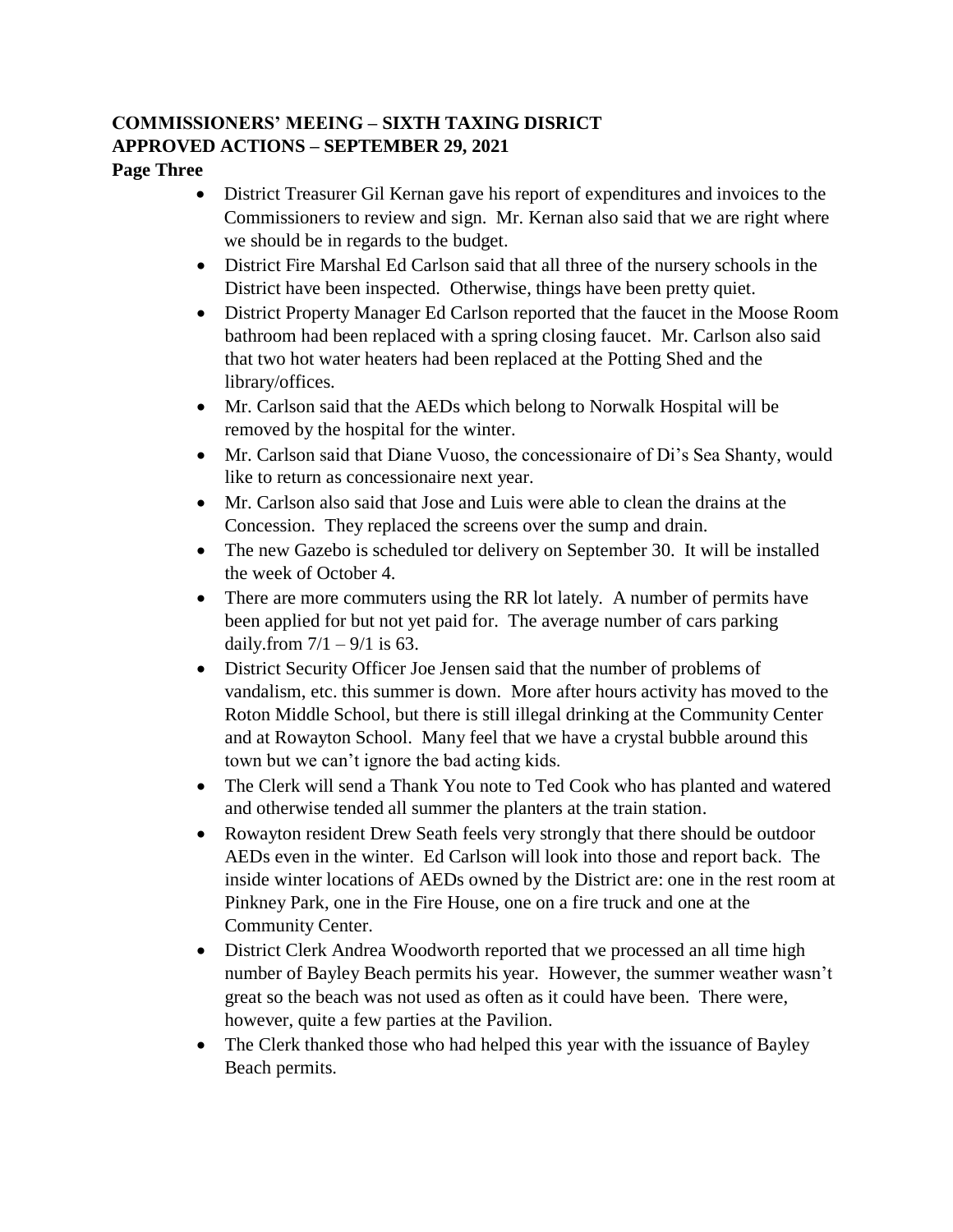**COMMISSIONERS' MEEING – SIXTH TAXING DISRICT**
**APPROVED ACTIONS – SEPTEMBER 29, 2021**
**Page Three**

- District Treasurer Gil Kernan gave his report of expenditures and invoices to the Commissioners to review and sign. Mr. Kernan also said that we are right where we should be in regards to the budget.
- District Fire Marshal Ed Carlson said that all three of the nursery schools in the District have been inspected. Otherwise, things have been pretty quiet.
- District Property Manager Ed Carlson reported that the faucet in the Moose Room bathroom had been replaced with a spring closing faucet. Mr. Carlson also said that two hot water heaters had been replaced at the Potting Shed and the library/offices.
- Mr. Carlson said that the AEDs which belong to Norwalk Hospital will be removed by the hospital for the winter.
- Mr. Carlson said that Diane Vuoso, the concessionaire of Di's Sea Shanty, would like to return as concessionaire next year.
- Mr. Carlson also said that Jose and Luis were able to clean the drains at the Concession. They replaced the screens over the sump and drain.
- The new Gazebo is scheduled tor delivery on September 30. It will be installed the week of October 4.
- There are more commuters using the RR lot lately. A number of permits have been applied for but not yet paid for. The average number of cars parking daily.from 7/1 – 9/1 is 63.
- District Security Officer Joe Jensen said that the number of problems of vandalism, etc. this summer is down. More after hours activity has moved to the Roton Middle School, but there is still illegal drinking at the Community Center and at Rowayton School. Many feel that we have a crystal bubble around this town but we can't ignore the bad acting kids.
- The Clerk will send a Thank You note to Ted Cook who has planted and watered and otherwise tended all summer the planters at the train station.
- Rowayton resident Drew Seath feels very strongly that there should be outdoor AEDs even in the winter. Ed Carlson will look into those and report back. The inside winter locations of AEDs owned by the District are: one in the rest room at Pinkney Park, one in the Fire House, one on a fire truck and one at the Community Center.
- District Clerk Andrea Woodworth reported that we processed an all time high number of Bayley Beach permits his year. However, the summer weather wasn't great so the beach was not used as often as it could have been. There were, however, quite a few parties at the Pavilion.
- The Clerk thanked those who had helped this year with the issuance of Bayley Beach permits.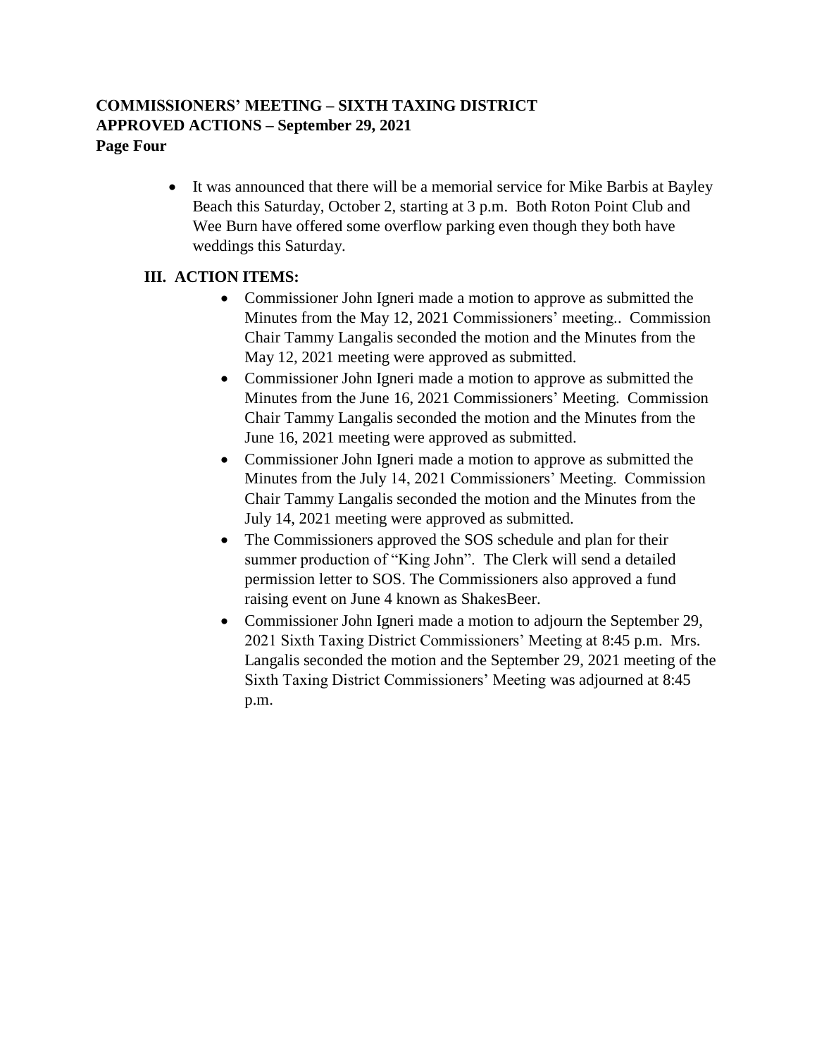**COMMISSIONERS' MEETING – SIXTH TAXING DISTRICT**
**APPROVED ACTIONS – September 29, 2021**
**Page Four**

- It was announced that there will be a memorial service for Mike Barbis at Bayley Beach this Saturday, October 2, starting at 3 p.m. Both Roton Point Club and Wee Burn have offered some overflow parking even though they both have weddings this Saturday.

## III. ACTION ITEMS:

- Commissioner John Igneri made a motion to approve as submitted the Minutes from the May 12, 2021 Commissioners' meeting.. Commission Chair Tammy Langalis seconded the motion and the Minutes from the May 12, 2021 meeting were approved as submitted.
- Commissioner John Igneri made a motion to approve as submitted the Minutes from the June 16, 2021 Commissioners' Meeting. Commission Chair Tammy Langalis seconded the motion and the Minutes from the June 16, 2021 meeting were approved as submitted.
- Commissioner John Igneri made a motion to approve as submitted the Minutes from the July 14, 2021 Commissioners' Meeting. Commission Chair Tammy Langalis seconded the motion and the Minutes from the July 14, 2021 meeting were approved as submitted.
- The Commissioners approved the SOS schedule and plan for their summer production of "King John". The Clerk will send a detailed permission letter to SOS. The Commissioners also approved a fund raising event on June 4 known as ShakesBeer.
- Commissioner John Igneri made a motion to adjourn the September 29, 2021 Sixth Taxing District Commissioners' Meeting at 8:45 p.m. Mrs. Langalis seconded the motion and the September 29, 2021 meeting of the Sixth Taxing District Commissioners' Meeting was adjourned at 8:45 p.m.